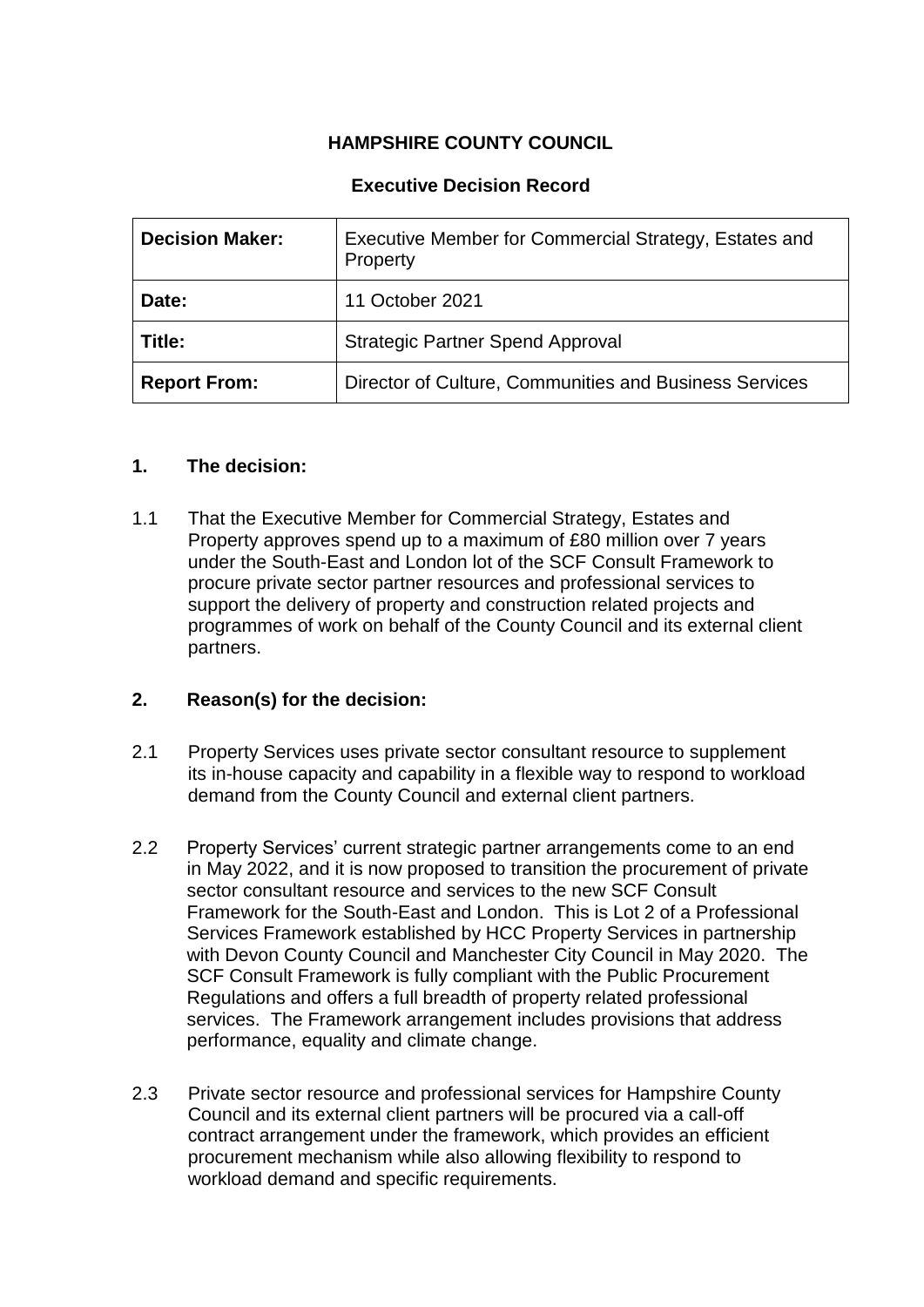**HAMPSHIRE COUNTY COUNCIL**

**Executive Decision Record**

| | |
|---|---|
| **Decision Maker:** | Executive Member for Commercial Strategy, Estates and Property |
| **Date:** | 11 October 2021 |
| **Title:** | Strategic Partner Spend Approval |
| **Report From:** | Director of Culture, Communities and Business Services |

## 1. The decision:

1.1 That the Executive Member for Commercial Strategy, Estates and Property approves spend up to a maximum of £80 million over 7 years under the South-East and London lot of the SCF Consult Framework to procure private sector partner resources and professional services to support the delivery of property and construction related projects and programmes of work on behalf of the County Council and its external client partners.

## 2. Reason(s) for the decision:

2.1 Property Services uses private sector consultant resource to supplement its in-house capacity and capability in a flexible way to respond to workload demand from the County Council and external client partners.

2.2 Property Services' current strategic partner arrangements come to an end in May 2022, and it is now proposed to transition the procurement of private sector consultant resource and services to the new SCF Consult Framework for the South-East and London. This is Lot 2 of a Professional Services Framework established by HCC Property Services in partnership with Devon County Council and Manchester City Council in May 2020. The SCF Consult Framework is fully compliant with the Public Procurement Regulations and offers a full breadth of property related professional services. The Framework arrangement includes provisions that address performance, equality and climate change.

2.3 Private sector resource and professional services for Hampshire County Council and its external client partners will be procured via a call-off contract arrangement under the framework, which provides an efficient procurement mechanism while also allowing flexibility to respond to workload demand and specific requirements.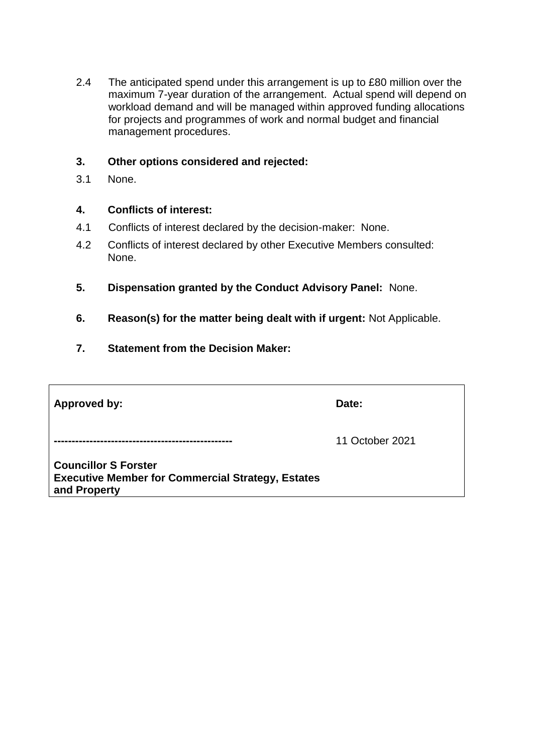2.4 The anticipated spend under this arrangement is up to £80 million over the maximum 7-year duration of the arrangement. Actual spend will depend on workload demand and will be managed within approved funding allocations for projects and programmes of work and normal budget and financial management procedures.

**3. Other options considered and rejected:**

3.1 None.

**4. Conflicts of interest:**

4.1 Conflicts of interest declared by the decision-maker: None.

4.2 Conflicts of interest declared by other Executive Members consulted: None.

**5. Dispensation granted by the Conduct Advisory Panel:** None.

**6. Reason(s) for the matter being dealt with if urgent:** Not Applicable.

**7. Statement from the Decision Maker:**

| | |
|---|---|
| **Approved by:** | **Date:** |
| **--------------------------------------------------** | 11 October 2021 |
| **Councillor S Forster**<br>**Executive Member for Commercial Strategy, Estates and Property** | |